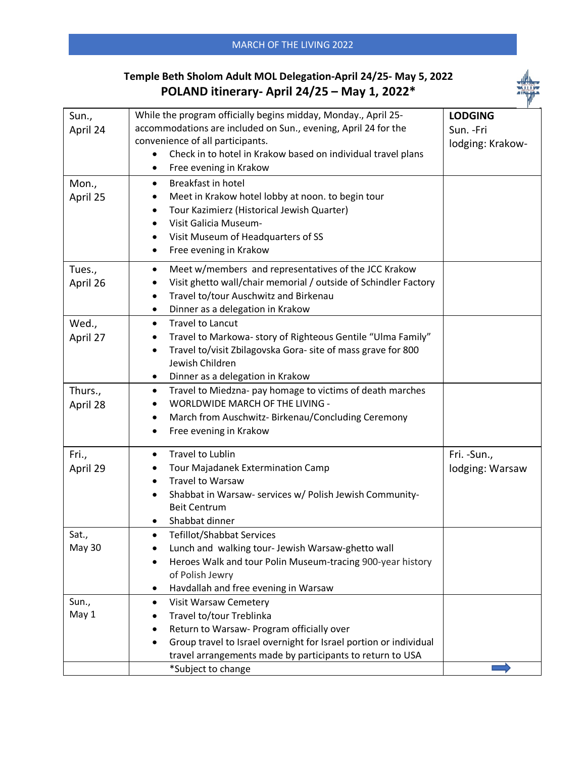MARCH OF THE LIVING 2022

## Temple Beth Sholom Adult MOL Delegation-April 24/25- May 5, 2022

## POLAND itinerary- April 24/25 – May 1, 2022*

| | | |
|---|---|---|
| Sun., April 24 | While the program officially begins midday, Monday., April 25- accommodations are included on Sun., evening, April 24 for the convenience of all participants.<br>• Check in to hotel in Krakow based on individual travel plans<br>• Free evening in Krakow | **LODGING**<br>Sun. -Fri lodging: Krakow- |
| Mon., April 25 | • Breakfast in hotel<br>• Meet in Krakow hotel lobby at noon. to begin tour<br>• Tour Kazimierz (Historical Jewish Quarter)<br>• Visit Galicia Museum-<br>• Visit Museum of Headquarters of SS<br>• Free evening in Krakow | |
| Tues., April 26 | • Meet w/members and representatives of the JCC Krakow<br>• Visit ghetto wall/chair memorial / outside of Schindler Factory<br>• Travel to/tour Auschwitz and Birkenau<br>• Dinner as a delegation in Krakow | |
| Wed., April 27 | • Travel to Lancut<br>• Travel to Markowa- story of Righteous Gentile "Ulma Family"<br>• Travel to/visit Zbilagovska Gora- site of mass grave for 800 Jewish Children<br>• Dinner as a delegation in Krakow | |
| Thurs., April 28 | • Travel to Miedzna- pay homage to victims of death marches<br>• WORLDWIDE MARCH OF THE LIVING -<br>• March from Auschwitz- Birkenau/Concluding Ceremony<br>• Free evening in Krakow | |
| Fri., April 29 | • Travel to Lublin<br>• Tour Majadanek Extermination Camp<br>• Travel to Warsaw<br>• Shabbat in Warsaw- services w/ Polish Jewish Community- Beit Centrum<br>• Shabbat dinner | Fri. -Sun., lodging: Warsaw |
| Sat., May 30 | • Tefillot/Shabbat Services<br>• Lunch and walking tour- Jewish Warsaw-ghetto wall<br>• Heroes Walk and tour Polin Museum-tracing 900-year history of Polish Jewry<br>• Havdallah and free evening in Warsaw | |
| Sun., May 1 | • Visit Warsaw Cemetery<br>• Travel to/tour Treblinka<br>• Return to Warsaw- Program officially over<br>• Group travel to Israel overnight for Israel portion or individual travel arrangements made by participants to return to USA | |
| | *Subject to change | |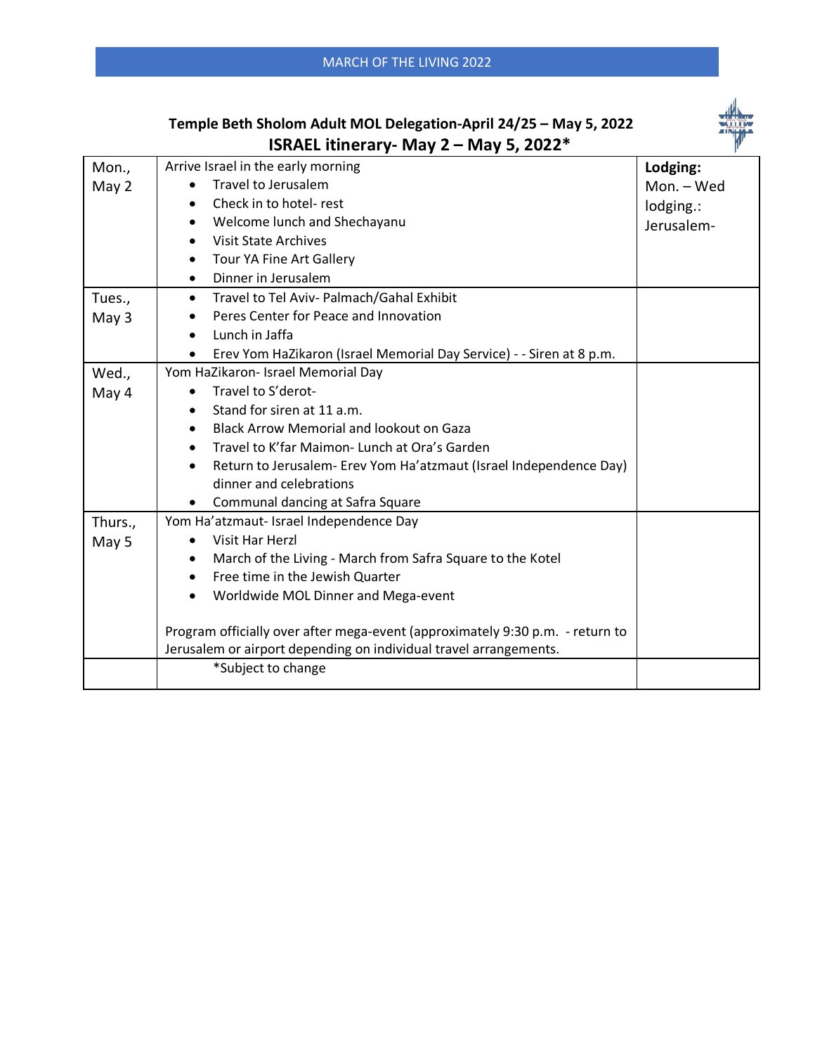MARCH OF THE LIVING 2022

### Temple Beth Sholom Adult MOL Delegation-April 24/25 – May 5, 2022

## ISRAEL itinerary- May 2 – May 5, 2022*

| | | |
|---|---|---|
| Mon., May 2 | Arrive Israel in the early morning<br>• Travel to Jerusalem<br>• Check in to hotel- rest<br>• Welcome lunch and Shechayanu<br>• Visit State Archives<br>• Tour YA Fine Art Gallery<br>• Dinner in Jerusalem | **Lodging:**<br>Mon. – Wed lodging.: Jerusalem- |
| Tues., May 3 | • Travel to Tel Aviv- Palmach/Gahal Exhibit<br>• Peres Center for Peace and Innovation<br>• Lunch in Jaffa<br>• Erev Yom HaZikaron (Israel Memorial Day Service) - - Siren at 8 p.m. | |
| Wed., May 4 | Yom HaZikaron- Israel Memorial Day<br>• Travel to S'derot-<br>• Stand for siren at 11 a.m.<br>• Black Arrow Memorial and lookout on Gaza<br>• Travel to K'far Maimon- Lunch at Ora's Garden<br>• Return to Jerusalem- Erev Yom Ha'atzmaut (Israel Independence Day) dinner and celebrations<br>• Communal dancing at Safra Square | |
| Thurs., May 5 | Yom Ha'atzmaut- Israel Independence Day<br>• Visit Har Herzl<br>• March of the Living - March from Safra Square to the Kotel<br>• Free time in the Jewish Quarter<br>• Worldwide MOL Dinner and Mega-event<br><br>Program officially over after mega-event (approximately 9:30 p.m. - return to Jerusalem or airport depending on individual travel arrangements. | |
| | *Subject to change | |